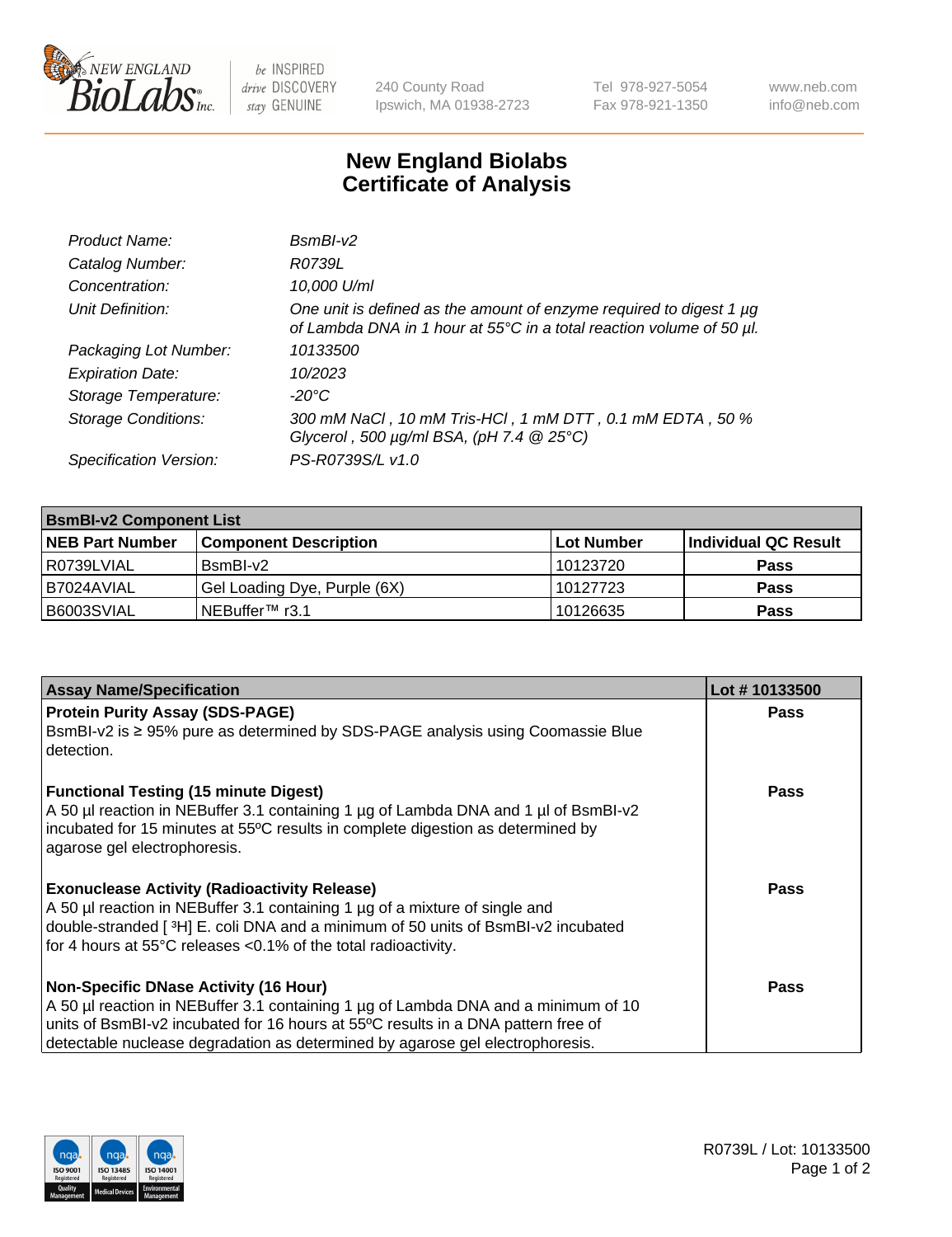New England BioLabs Inc. — be INSPIRED drive DISCOVERY stay GENUINE

240 County Road
Ipswich, MA 01938-2723

Tel 978-927-5054
Fax 978-921-1350

www.neb.com
info@neb.com

# New England Biolabs Certificate of Analysis

| | |
|---|---|
| *Product Name:* | *BsmBI-v2* |
| *Catalog Number:* | *R0739L* |
| *Concentration:* | *10,000 U/ml* |
| *Unit Definition:* | *One unit is defined as the amount of enzyme required to digest 1 µg of Lambda DNA in 1 hour at 55°C in a total reaction volume of 50 µl.* |
| *Packaging Lot Number:* | *10133500* |
| *Expiration Date:* | *10/2023* |
| *Storage Temperature:* | *-20°C* |
| *Storage Conditions:* | *300 mM NaCl , 10 mM Tris-HCl , 1 mM DTT , 0.1 mM EDTA , 50 % Glycerol , 500 µg/ml BSA, (pH 7.4 @ 25°C)* |
| *Specification Version:* | *PS-R0739S/L v1.0* |

| **BsmBI-v2 Component List** | | | |
|---|---|---|---|
| **NEB Part Number** | **Component Description** | **Lot Number** | **Individual QC Result** |
| R0739LVIAL | BsmBI-v2 | 10123720 | **Pass** |
| B7024AVIAL | Gel Loading Dye, Purple (6X) | 10127723 | **Pass** |
| B6003SVIAL | NEBuffer™ r3.1 | 10126635 | **Pass** |

| **Assay Name/Specification** | **Lot # 10133500** |
|---|---|
| **Protein Purity Assay (SDS-PAGE)** BsmBI-v2 is ≥ 95% pure as determined by SDS-PAGE analysis using Coomassie Blue detection. | **Pass** |
| **Functional Testing (15 minute Digest)** A 50 µl reaction in NEBuffer 3.1 containing 1 µg of Lambda DNA and 1 µl of BsmBI-v2 incubated for 15 minutes at 55ºC results in complete digestion as determined by agarose gel electrophoresis. | **Pass** |
| **Exonuclease Activity (Radioactivity Release)** A 50 µl reaction in NEBuffer 3.1 containing 1 µg of a mixture of single and double-stranded [ $^{3}H$] E. coli DNA and a minimum of 50 units of BsmBI-v2 incubated for 4 hours at 55°C releases <0.1% of the total radioactivity. | **Pass** |
| **Non-Specific DNase Activity (16 Hour)** A 50 µl reaction in NEBuffer 3.1 containing 1 µg of Lambda DNA and a minimum of 10 units of BsmBI-v2 incubated for 16 hours at 55ºC results in a DNA pattern free of detectable nuclease degradation as determined by agarose gel electrophoresis. | **Pass** |

ISO 9001 Registered Quality Management | ISO 13485 Registered Medical Devices | ISO 14001 Registered Environmental Management

R0739L / Lot: 10133500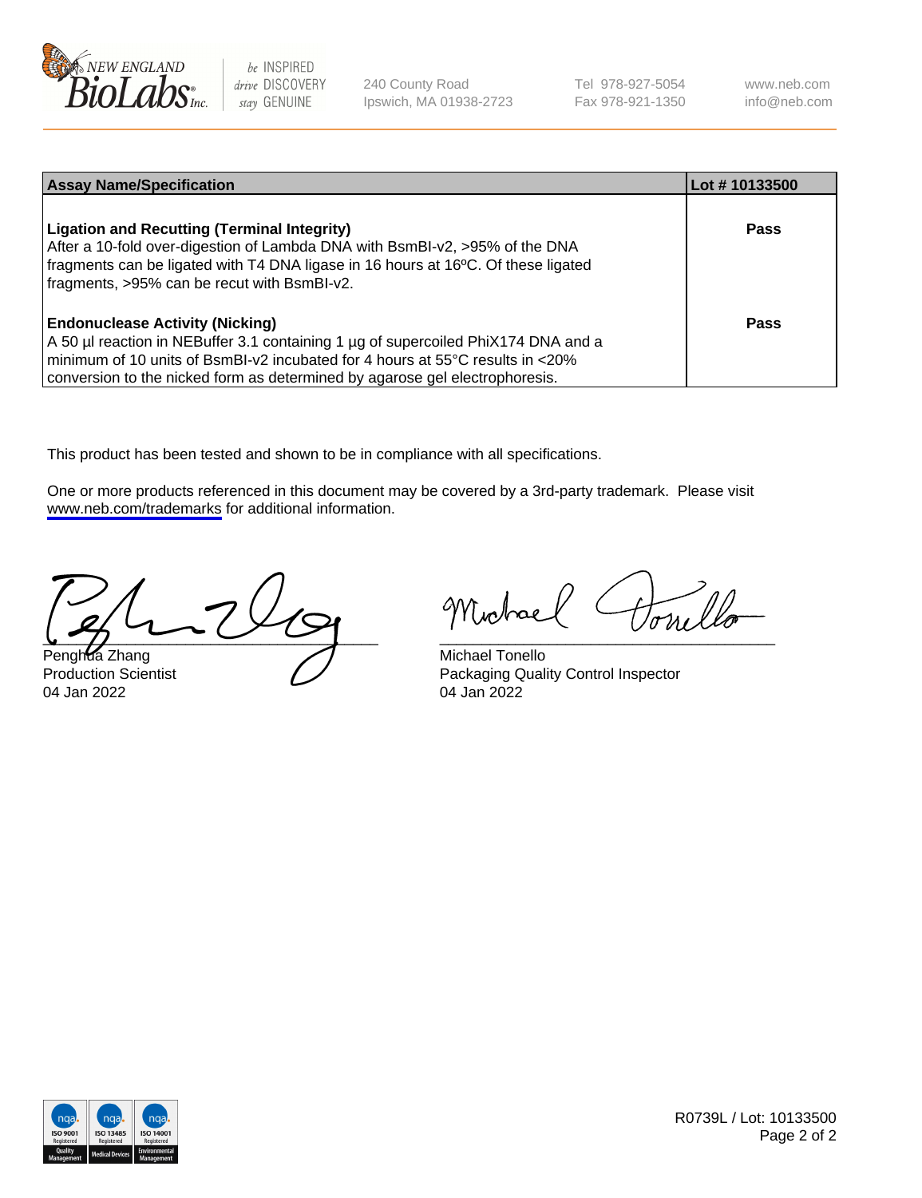| Assay Name/Specification | Lot # 10133500 |
|---|---|
| **Ligation and Recutting (Terminal Integrity)**<br>After a 10-fold over-digestion of Lambda DNA with BsmBI-v2, >95% of the DNA fragments can be ligated with T4 DNA ligase in 16 hours at 16ºC. Of these ligated fragments, >95% can be recut with BsmBI-v2. | **Pass** |
| **Endonuclease Activity (Nicking)**<br>A 50 µl reaction in NEBuffer 3.1 containing 1 µg of supercoiled PhiX174 DNA and a minimum of 10 units of BsmBI-v2 incubated for 4 hours at 55°C results in <20% conversion to the nicked form as determined by agarose gel electrophoresis. | **Pass** |

This product has been tested and shown to be in compliance with all specifications.

One or more products referenced in this document may be covered by a 3rd-party trademark. Please visit www.neb.com/trademarks for additional information.

Penghua Zhang
Production Scientist
04 Jan 2022

Michael Tonello
Packaging Quality Control Inspector
04 Jan 2022

R0739L / Lot: 10133500